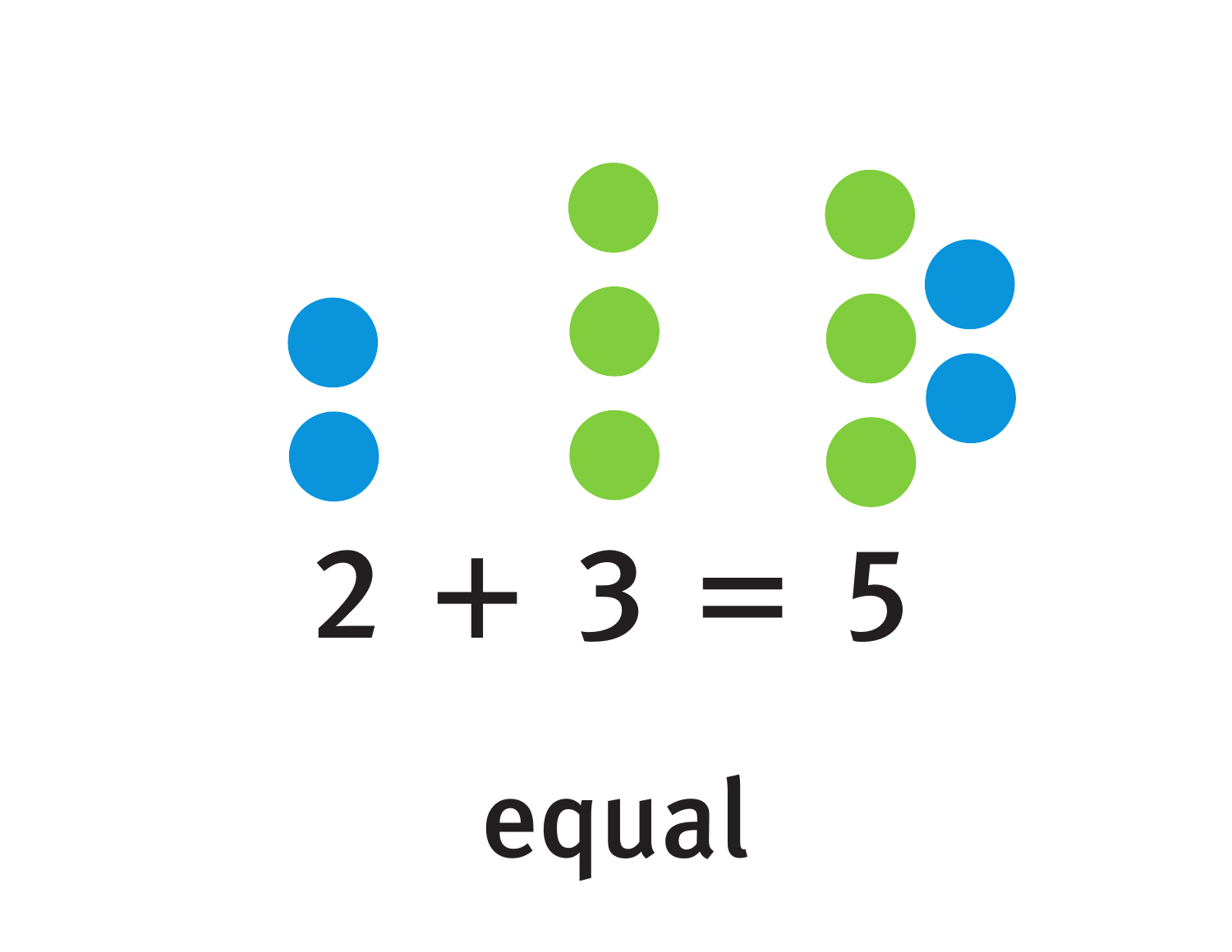$$2 + 3 = 5$$

equal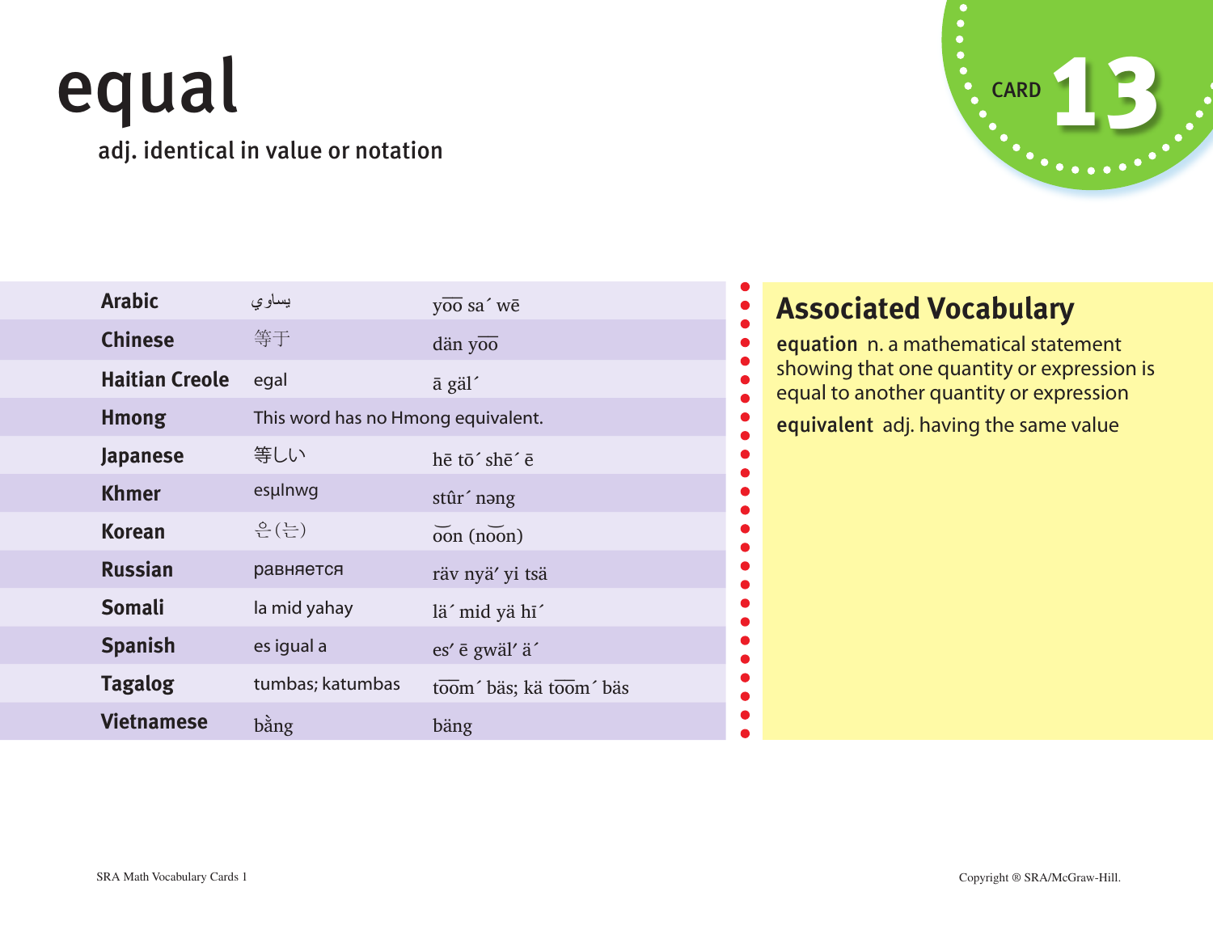# equal

adj. identical in value or notation

CARD 13

| Language | Word | Pronunciation |
|---|---|---|
| Arabic | يساوي | yo͞o sa´ wē |
| Chinese | 等于 | dän yo͞o |
| Haitian Creole | egal | ā gäl´ |
| Hmong | This word has no Hmong equivalent. | |
| Japanese | 等しい | hē tō´ shē´ ē |
| Khmer | esμlnwg | stûr´ nəng |
| Korean | 은(는) | o͝on (no͝on) |
| Russian | равняется | räv nyä′ yi tsä |
| Somali | la mid yahay | lä´ mid yä hī´ |
| Spanish | es igual a | es′ ē gwäl′ ä´ |
| Tagalog | tumbas; katumbas | to͞om´ bäs; kä to͞om´ bäs |
| Vietnamese | bằng | bäng |

## Associated Vocabulary

**equation** n. a mathematical statement showing that one quantity or expression is equal to another quantity or expression

**equivalent** adj. having the same value

SRA Math Vocabulary Cards 1

Copyright ® SRA/McGraw-Hill.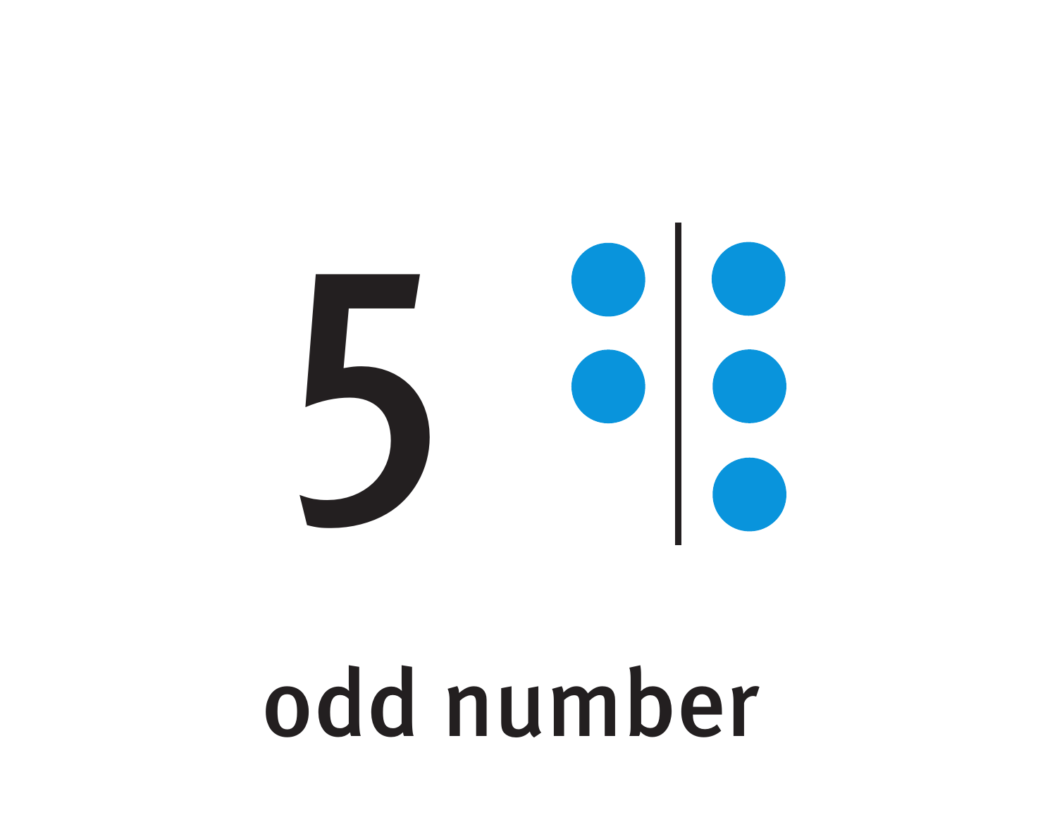5

odd number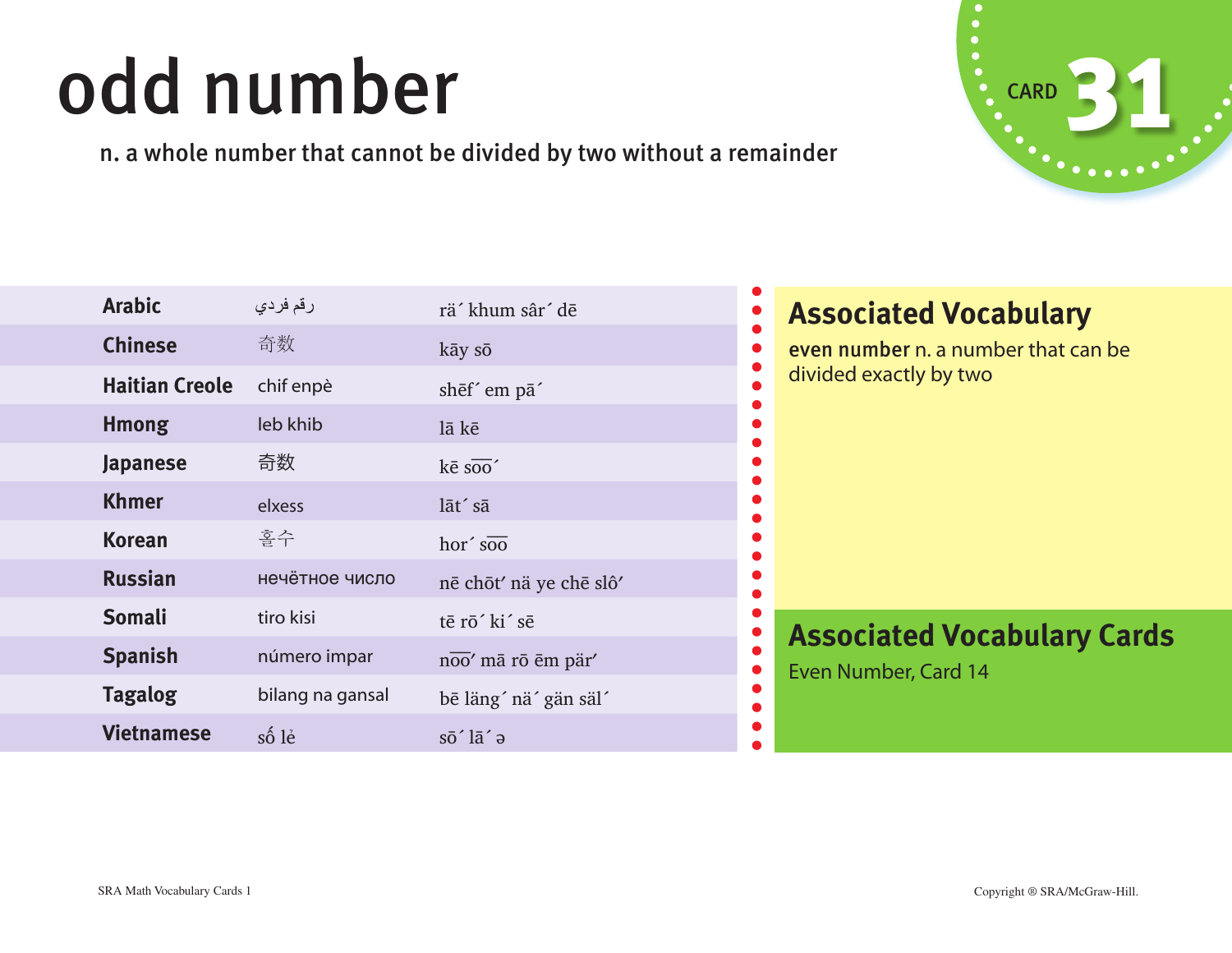# odd number

CARD **31**

n. a whole number that cannot be divided by two without a remainder

| | | |
|---|---|---|
| **Arabic** | رقم فردي | rä´ khum sâr´ dē |
| **Chinese** | 奇数 | kāy sō |
| **Haitian Creole** | chif enpè | shēf´ em pā´ |
| **Hmong** | leb khib | lā kē |
| **Japanese** | 奇数 | kē so͞o´ |
| **Khmer** | elxess | lāt´ sā |
| **Korean** | 홀수 | hor´ so͞o |
| **Russian** | нечётное число | nē chōt′ nä ye chē slô′ |
| **Somali** | tiro kisi | tē rō´ ki´ sē |
| **Spanish** | número impar | no͞o′ mā rō ēm pär′ |
| **Tagalog** | bilang na gansal | bē läng´ nä´ gän säl´ |
| **Vietnamese** | số lẻ | sō´ lā´ ə |

## Associated Vocabulary

**even number** n. a number that can be divided exactly by two

## Associated Vocabulary Cards

Even Number, Card 14

SRA Math Vocabulary Cards 1

Copyright ® SRA/McGraw-Hill.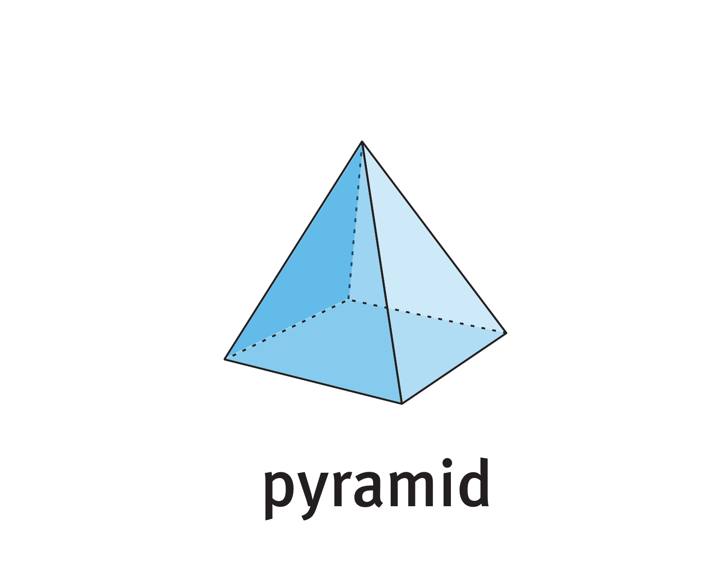pyramid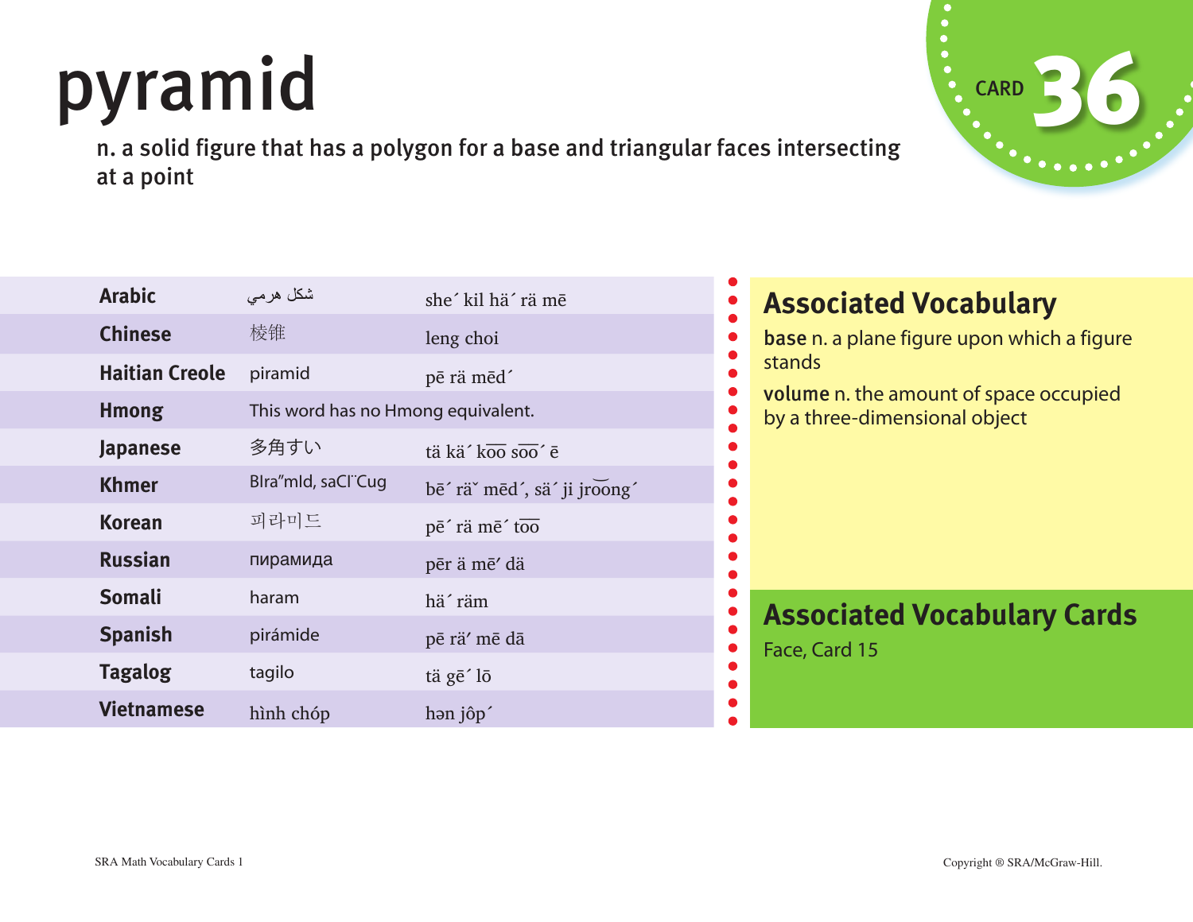# pyramid

n. a solid figure that has a polygon for a base and triangular faces intersecting at a point

CARD 36

| | | |
|---|---|---|
| **Arabic** | شكل هرمي | she´ kil hä´ rä mē |
| **Chinese** | 棱锥 | leng choi |
| **Haitian Creole** | piramid | pē rä mēd´ |
| **Hmong** | This word has no Hmong equivalent. | |
| **Japanese** | 多角すい | tä kä´ ko͞o so͞o´ ē |
| **Khmer** | Blra”mld, saCl¨Cug | bē´ rä˘ mēd´, sä´ ji jro͝ong´ |
| **Korean** | 피라미드 | pē´ rä mē´ to͞o |
| **Russian** | пирамида | pēr ä mē´ dä |
| **Somali** | haram | hä´ räm |
| **Spanish** | pirámide | pē rä´ mē dā |
| **Tagalog** | tagilo | tä gē´ lō |
| **Vietnamese** | hình chóp | hən jôp´ |

## Associated Vocabulary

**base** n. a plane figure upon which a figure stands

**volume** n. the amount of space occupied by a three-dimensional object

## Associated Vocabulary Cards

Face, Card 15